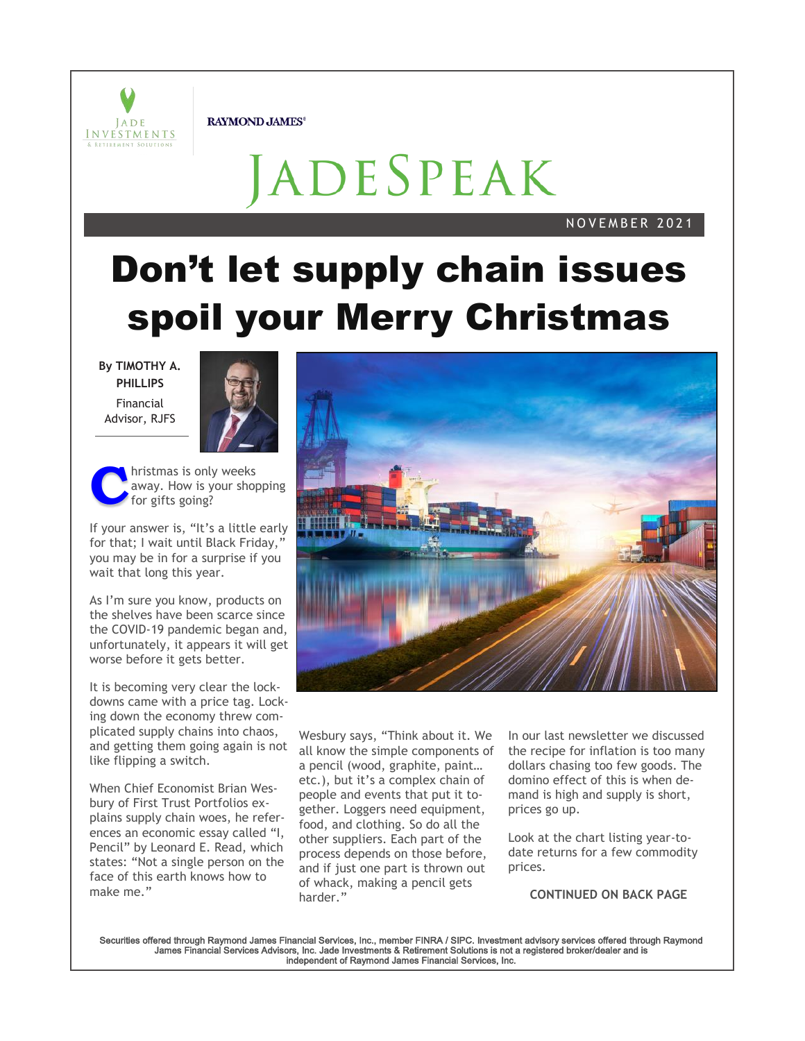RAYMOND JAMES

# JADESPEAK

NOVEMBER 2021

# Don't let supply chain issues spoil your Merry Christmas

**By TIMOTHY A. PHILLIPS**
Financial Advisor, RJFS

Christmas is only weeks away. How is your shopping for gifts going?

If your answer is, "It's a little early for that; I wait until Black Friday," you may be in for a surprise if you wait that long this year.

As I'm sure you know, products on the shelves have been scarce since the COVID-19 pandemic began and, unfortunately, it appears it will get worse before it gets better.

It is becoming very clear the lockdowns came with a price tag. Locking down the economy threw complicated supply chains into chaos, and getting them going again is not like flipping a switch.

When Chief Economist Brian Wesbury of First Trust Portfolios explains supply chain woes, he references an economic essay called "I, Pencil" by Leonard E. Read, which states: "Not a single person on the face of this earth knows how to make me."

Wesbury says, "Think about it. We all know the simple components of a pencil (wood, graphite, paint… etc.), but it's a complex chain of people and events that put it together. Loggers need equipment, food, and clothing. So do all the other suppliers. Each part of the process depends on those before, and if just one part is thrown out of whack, making a pencil gets harder."

In our last newsletter we discussed the recipe for inflation is too many dollars chasing too few goods. The domino effect of this is when demand is high and supply is short, prices go up.

Look at the chart listing year-to-date returns for a few commodity prices.

**CONTINUED ON BACK PAGE**

Securities offered through Raymond James Financial Services, Inc., member FINRA / SIPC. Investment advisory services offered through Raymond James Financial Services Advisors, Inc. Jade Investments & Retirement Solutions is not a registered broker/dealer and is independent of Raymond James Financial Services, Inc.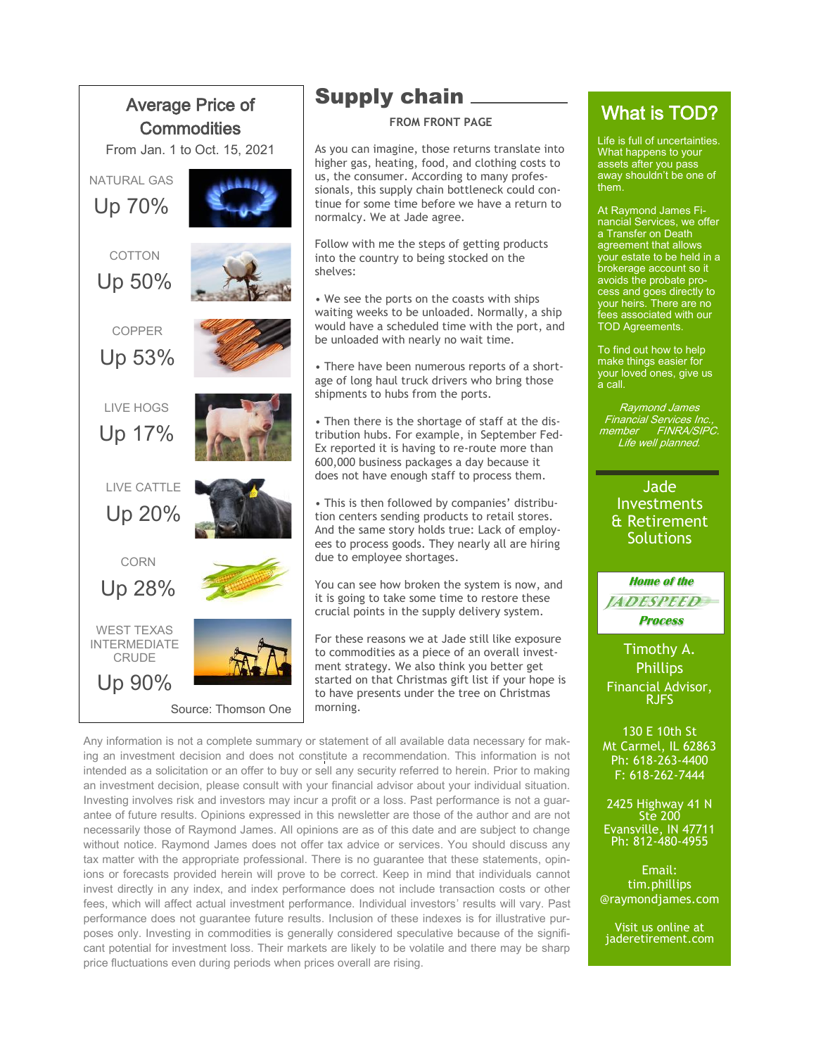## Average Price of Commodities

From Jan. 1 to Oct. 15, 2021

NATURAL GAS
Up 70%

COTTON
Up 50%

COPPER
Up 53%

LIVE HOGS
Up 17%

LIVE CATTLE
Up 20%

CORN
Up 28%

WEST TEXAS INTERMEDIATE CRUDE
Up 90%

Source: Thomson One

# Supply chain

**FROM FRONT PAGE**

As you can imagine, those returns translate into higher gas, heating, food, and clothing costs to us, the consumer. According to many professionals, this supply chain bottleneck could continue for some time before we have a return to normalcy. We at Jade agree.

Follow with me the steps of getting products into the country to being stocked on the shelves:

- We see the ports on the coasts with ships waiting weeks to be unloaded. Normally, a ship would have a scheduled time with the port, and be unloaded with nearly no wait time.

- There have been numerous reports of a shortage of long haul truck drivers who bring those shipments to hubs from the ports.

- Then there is the shortage of staff at the distribution hubs. For example, in September FedEx reported it is having to re-route more than 600,000 business packages a day because it does not have enough staff to process them.

- This is then followed by companies' distribution centers sending products to retail stores. And the same story holds true: Lack of employees to process goods. They nearly all are hiring due to employee shortages.

You can see how broken the system is now, and it is going to take some time to restore these crucial points in the supply delivery system.

For these reasons we at Jade still like exposure to commodities as a piece of an overall investment strategy. We also think you better get started on that Christmas gift list if your hope is to have presents under the tree on Christmas morning.

## What is TOD?

Life is full of uncertainties. What happens to your assets after you pass away shouldn't be one of them.

At Raymond James Financial Services, we offer a Transfer on Death agreement that allows your estate to be held in a brokerage account so it avoids the probate process and goes directly to your heirs. There are no fees associated with our TOD Agreements.

To find out how to help make things easier for your loved ones, give us a call.

*Raymond James Financial Services Inc., member FINRA/SIPC. Life well planned.*

Jade Investments & Retirement Solutions

***Home of the JADESPEED Process***

Timothy A. Phillips
Financial Advisor, RJFS

130 E 10th St
Mt Carmel, IL 62863
Ph: 618-263-4400
F: 618-262-7444

2425 Highway 41 N
Ste 200
Evansville, IN 47711
Ph: 812-480-4955

Email:
tim.phillips@raymondjames.com

Visit us online at
jaderetirement.com

Any information is not a complete summary or statement of all available data necessary for making an investment decision and does not constitute a recommendation. This information is not intended as a solicitation or an offer to buy or sell any security referred to herein. Prior to making an investment decision, please consult with your financial advisor about your individual situation. Investing involves risk and investors may incur a profit or a loss. Past performance is not a guarantee of future results. Opinions expressed in this newsletter are those of the author and are not necessarily those of Raymond James. All opinions are as of this date and are subject to change without notice. Raymond James does not offer tax advice or services. You should discuss any tax matter with the appropriate professional. There is no guarantee that these statements, opinions or forecasts provided herein will prove to be correct. Keep in mind that individuals cannot invest directly in any index, and index performance does not include transaction costs or other fees, which will affect actual investment performance. Individual investors' results will vary. Past performance does not guarantee future results. Inclusion of these indexes is for illustrative purposes only. Investing in commodities is generally considered speculative because of the significant potential for investment loss. Their markets are likely to be volatile and there may be sharp price fluctuations even during periods when prices overall are rising.